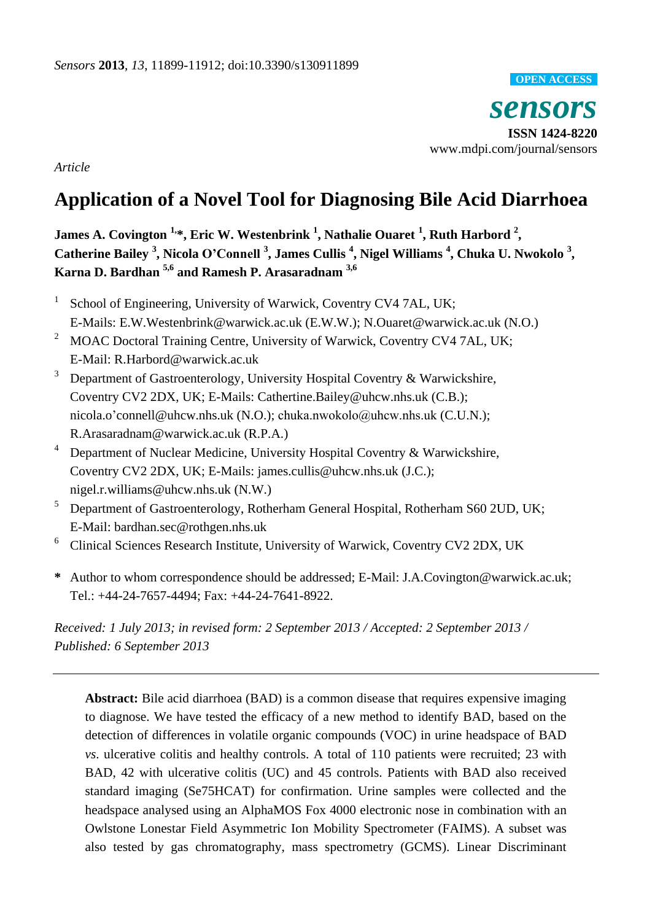*Sensors* **2013**, *13*, 11899-11912; doi:10.3390/s130911899

OPEN ACCESS

***sensors***

**ISSN 1424-8220**

www.mdpi.com/journal/sensors

*Article*

# Application of a Novel Tool for Diagnosing Bile Acid Diarrhoea

**James A. Covington [1,*], Eric W. Westenbrink [1], Nathalie Ouaret [1], Ruth Harbord [2], Catherine Bailey [3], Nicola O'Connell [3], James Cullis [4], Nigel Williams [4], Chuka U. Nwokolo [3], Karna D. Bardhan [5,6] and Ramesh P. Arasaradnam [3,6]**

1. School of Engineering, University of Warwick, Coventry CV4 7AL, UK; E-Mails: E.W.Westenbrink@warwick.ac.uk (E.W.W.); N.Ouaret@warwick.ac.uk (N.O.)
2. MOAC Doctoral Training Centre, University of Warwick, Coventry CV4 7AL, UK; E-Mail: R.Harbord@warwick.ac.uk
3. Department of Gastroenterology, University Hospital Coventry & Warwickshire, Coventry CV2 2DX, UK; E-Mails: Cathertine.Bailey@uhcw.nhs.uk (C.B.); nicola.o'connell@uhcw.nhs.uk (N.O.); chuka.nwokolo@uhcw.nhs.uk (C.U.N.); R.Arasaradnam@warwick.ac.uk (R.P.A.)
4. Department of Nuclear Medicine, University Hospital Coventry & Warwickshire, Coventry CV2 2DX, UK; E-Mails: james.cullis@uhcw.nhs.uk (J.C.); nigel.r.williams@uhcw.nhs.uk (N.W.)
5. Department of Gastroenterology, Rotherham General Hospital, Rotherham S60 2UD, UK; E-Mail: bardhan.sec@rothgen.nhs.uk
6. Clinical Sciences Research Institute, University of Warwick, Coventry CV2 2DX, UK

**\*** Author to whom correspondence should be addressed; E-Mail: J.A.Covington@warwick.ac.uk; Tel.: +44-24-7657-4494; Fax: +44-24-7641-8922.

*Received: 1 July 2013; in revised form: 2 September 2013 / Accepted: 2 September 2013 / Published: 6 September 2013*

---

**Abstract:** Bile acid diarrhoea (BAD) is a common disease that requires expensive imaging to diagnose. We have tested the efficacy of a new method to identify BAD, based on the detection of differences in volatile organic compounds (VOC) in urine headspace of BAD *vs*. ulcerative colitis and healthy controls. A total of 110 patients were recruited; 23 with BAD, 42 with ulcerative colitis (UC) and 45 controls. Patients with BAD also received standard imaging (Se75HCAT) for confirmation. Urine samples were collected and the headspace analysed using an AlphaMOS Fox 4000 electronic nose in combination with an Owlstone Lonestar Field Asymmetric Ion Mobility Spectrometer (FAIMS). A subset was also tested by gas chromatography, mass spectrometry (GCMS). Linear Discriminant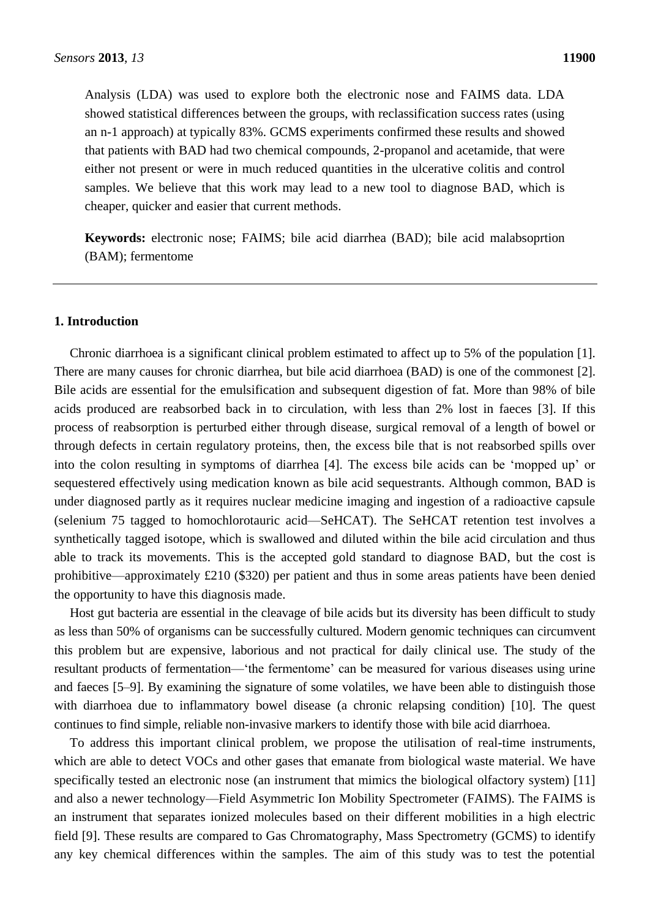Analysis (LDA) was used to explore both the electronic nose and FAIMS data. LDA showed statistical differences between the groups, with reclassification success rates (using an n-1 approach) at typically 83%. GCMS experiments confirmed these results and showed that patients with BAD had two chemical compounds, 2-propanol and acetamide, that were either not present or were in much reduced quantities in the ulcerative colitis and control samples. We believe that this work may lead to a new tool to diagnose BAD, which is cheaper, quicker and easier that current methods.

**Keywords:** electronic nose; FAIMS; bile acid diarrhea (BAD); bile acid malabsoprtion (BAM); fermentome

---

## 1. Introduction

Chronic diarrhoea is a significant clinical problem estimated to affect up to 5% of the population [1]. There are many causes for chronic diarrhea, but bile acid diarrhoea (BAD) is one of the commonest [2]. Bile acids are essential for the emulsification and subsequent digestion of fat. More than 98% of bile acids produced are reabsorbed back in to circulation, with less than 2% lost in faeces [3]. If this process of reabsorption is perturbed either through disease, surgical removal of a length of bowel or through defects in certain regulatory proteins, then, the excess bile that is not reabsorbed spills over into the colon resulting in symptoms of diarrhea [4]. The excess bile acids can be 'mopped up' or sequestered effectively using medication known as bile acid sequestrants. Although common, BAD is under diagnosed partly as it requires nuclear medicine imaging and ingestion of a radioactive capsule (selenium 75 tagged to homochlorotauric acid—SeHCAT). The SeHCAT retention test involves a synthetically tagged isotope, which is swallowed and diluted within the bile acid circulation and thus able to track its movements. This is the accepted gold standard to diagnose BAD, but the cost is prohibitive—approximately £210 ($320) per patient and thus in some areas patients have been denied the opportunity to have this diagnosis made.

Host gut bacteria are essential in the cleavage of bile acids but its diversity has been difficult to study as less than 50% of organisms can be successfully cultured. Modern genomic techniques can circumvent this problem but are expensive, laborious and not practical for daily clinical use. The study of the resultant products of fermentation—'the fermentome' can be measured for various diseases using urine and faeces [5–9]. By examining the signature of some volatiles, we have been able to distinguish those with diarrhoea due to inflammatory bowel disease (a chronic relapsing condition) [10]. The quest continues to find simple, reliable non-invasive markers to identify those with bile acid diarrhoea.

To address this important clinical problem, we propose the utilisation of real-time instruments, which are able to detect VOCs and other gases that emanate from biological waste material. We have specifically tested an electronic nose (an instrument that mimics the biological olfactory system) [11] and also a newer technology—Field Asymmetric Ion Mobility Spectrometer (FAIMS). The FAIMS is an instrument that separates ionized molecules based on their different mobilities in a high electric field [9]. These results are compared to Gas Chromatography, Mass Spectrometry (GCMS) to identify any key chemical differences within the samples. The aim of this study was to test the potential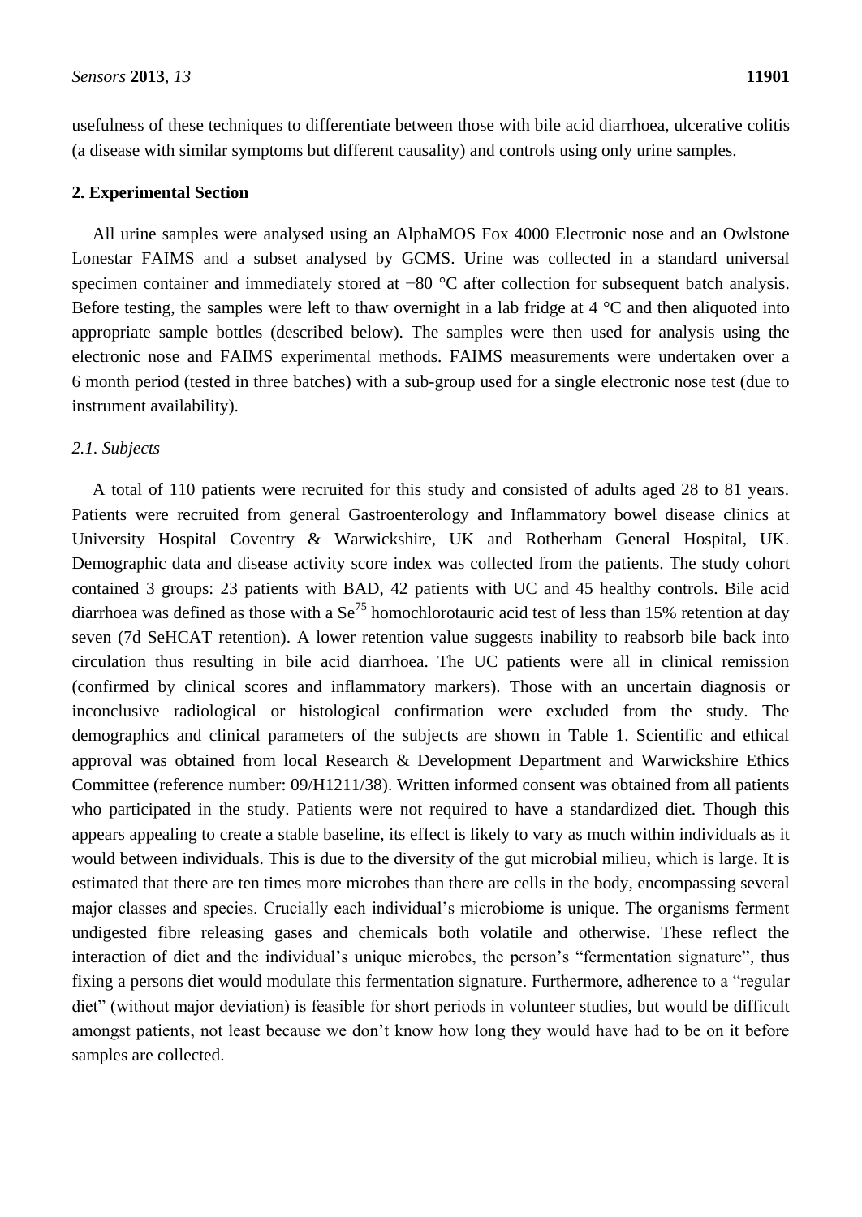usefulness of these techniques to differentiate between those with bile acid diarrhoea, ulcerative colitis (a disease with similar symptoms but different causality) and controls using only urine samples.

## 2. Experimental Section

All urine samples were analysed using an AlphaMOS Fox 4000 Electronic nose and an Owlstone Lonestar FAIMS and a subset analysed by GCMS. Urine was collected in a standard universal specimen container and immediately stored at −80 °C after collection for subsequent batch analysis. Before testing, the samples were left to thaw overnight in a lab fridge at 4 °C and then aliquoted into appropriate sample bottles (described below). The samples were then used for analysis using the electronic nose and FAIMS experimental methods. FAIMS measurements were undertaken over a 6 month period (tested in three batches) with a sub-group used for a single electronic nose test (due to instrument availability).

### *2.1. Subjects*

A total of 110 patients were recruited for this study and consisted of adults aged 28 to 81 years. Patients were recruited from general Gastroenterology and Inflammatory bowel disease clinics at University Hospital Coventry & Warwickshire, UK and Rotherham General Hospital, UK. Demographic data and disease activity score index was collected from the patients. The study cohort contained 3 groups: 23 patients with BAD, 42 patients with UC and 45 healthy controls. Bile acid diarrhoea was defined as those with a $Se^{75}$ homochlorotauric acid test of less than 15% retention at day seven (7d SeHCAT retention). A lower retention value suggests inability to reabsorb bile back into circulation thus resulting in bile acid diarrhoea. The UC patients were all in clinical remission (confirmed by clinical scores and inflammatory markers). Those with an uncertain diagnosis or inconclusive radiological or histological confirmation were excluded from the study. The demographics and clinical parameters of the subjects are shown in Table 1. Scientific and ethical approval was obtained from local Research & Development Department and Warwickshire Ethics Committee (reference number: 09/H1211/38). Written informed consent was obtained from all patients who participated in the study. Patients were not required to have a standardized diet. Though this appears appealing to create a stable baseline, its effect is likely to vary as much within individuals as it would between individuals. This is due to the diversity of the gut microbial milieu, which is large. It is estimated that there are ten times more microbes than there are cells in the body, encompassing several major classes and species. Crucially each individual's microbiome is unique. The organisms ferment undigested fibre releasing gases and chemicals both volatile and otherwise. These reflect the interaction of diet and the individual's unique microbes, the person's "fermentation signature", thus fixing a persons diet would modulate this fermentation signature. Furthermore, adherence to a "regular diet" (without major deviation) is feasible for short periods in volunteer studies, but would be difficult amongst patients, not least because we don't know how long they would have had to be on it before samples are collected.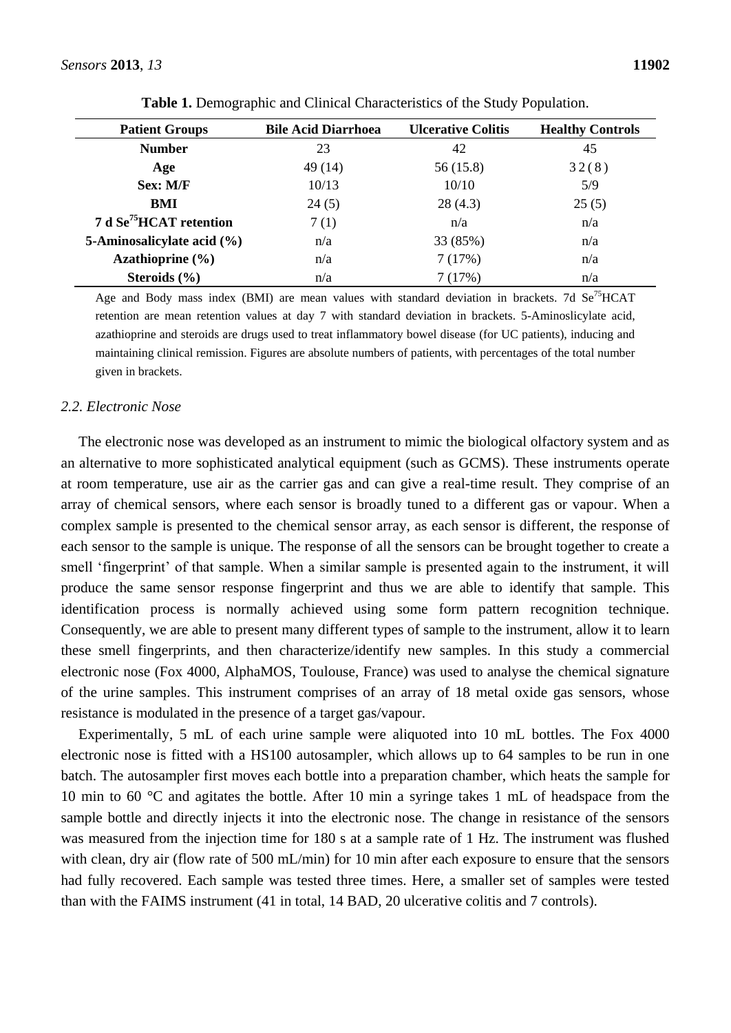**Table 1.** Demographic and Clinical Characteristics of the Study Population.

| Patient Groups | Bile Acid Diarrhoea | Ulcerative Colitis | Healthy Controls |
|---|---|---|---|
| **Number** | 23 | 42 | 45 |
| **Age** | 49 (14) | 56 (15.8) | 32 (8) |
| **Sex: M/F** | 10/13 | 10/10 | 5/9 |
| **BMI** | 24 (5) | 28 (4.3) | 25 (5) |
| **7 d $Se^{75}$HCAT retention** | 7 (1) | n/a | n/a |
| **5-Aminosalicylate acid (%)** | n/a | 33 (85%) | n/a |
| **Azathioprine (%)** | n/a | 7 (17%) | n/a |
| **Steroids (%)** | n/a | 7 (17%) | n/a |

Age and Body mass index (BMI) are mean values with standard deviation in brackets. 7d $Se^{75}$HCAT retention are mean retention values at day 7 with standard deviation in brackets. 5-Aminoslicylate acid, azathioprine and steroids are drugs used to treat inflammatory bowel disease (for UC patients), inducing and maintaining clinical remission. Figures are absolute numbers of patients, with percentages of the total number given in brackets.

### *2.2. Electronic Nose*

The electronic nose was developed as an instrument to mimic the biological olfactory system and as an alternative to more sophisticated analytical equipment (such as GCMS). These instruments operate at room temperature, use air as the carrier gas and can give a real-time result. They comprise of an array of chemical sensors, where each sensor is broadly tuned to a different gas or vapour. When a complex sample is presented to the chemical sensor array, as each sensor is different, the response of each sensor to the sample is unique. The response of all the sensors can be brought together to create a smell 'fingerprint' of that sample. When a similar sample is presented again to the instrument, it will produce the same sensor response fingerprint and thus we are able to identify that sample. This identification process is normally achieved using some form pattern recognition technique. Consequently, we are able to present many different types of sample to the instrument, allow it to learn these smell fingerprints, and then characterize/identify new samples. In this study a commercial electronic nose (Fox 4000, AlphaMOS, Toulouse, France) was used to analyse the chemical signature of the urine samples. This instrument comprises of an array of 18 metal oxide gas sensors, whose resistance is modulated in the presence of a target gas/vapour.

Experimentally, 5 mL of each urine sample were aliquoted into 10 mL bottles. The Fox 4000 electronic nose is fitted with a HS100 autosampler, which allows up to 64 samples to be run in one batch. The autosampler first moves each bottle into a preparation chamber, which heats the sample for 10 min to 60 °C and agitates the bottle. After 10 min a syringe takes 1 mL of headspace from the sample bottle and directly injects it into the electronic nose. The change in resistance of the sensors was measured from the injection time for 180 s at a sample rate of 1 Hz. The instrument was flushed with clean, dry air (flow rate of 500 mL/min) for 10 min after each exposure to ensure that the sensors had fully recovered. Each sample was tested three times. Here, a smaller set of samples were tested than with the FAIMS instrument (41 in total, 14 BAD, 20 ulcerative colitis and 7 controls).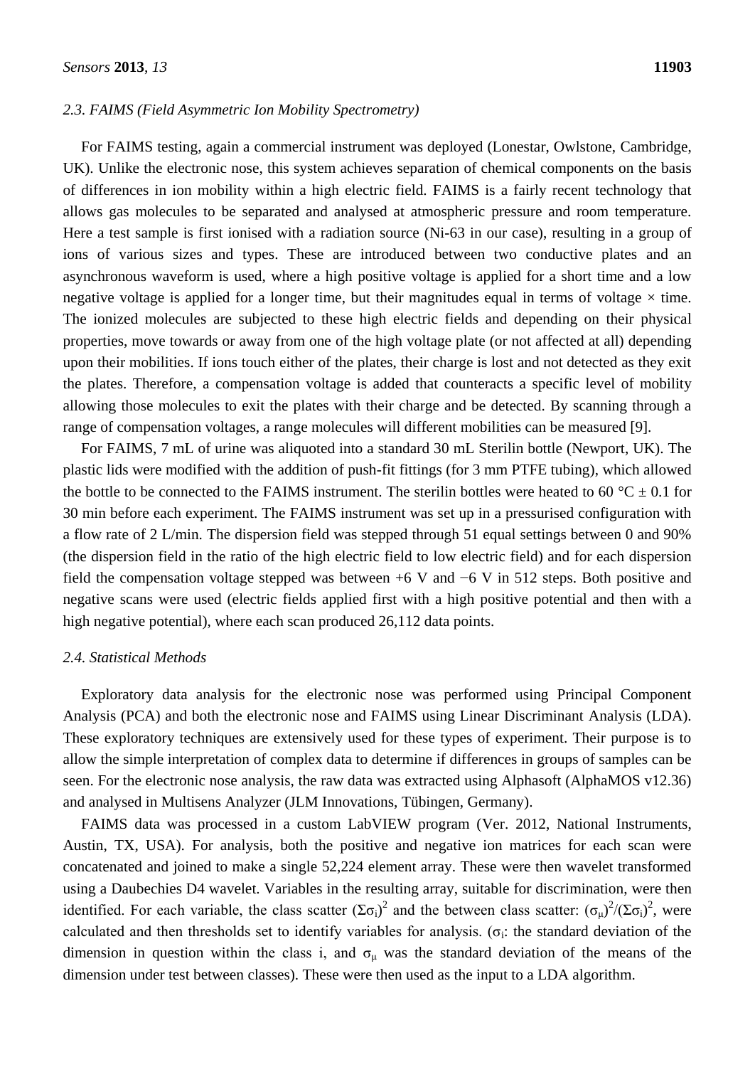### 2.3. FAIMS (Field Asymmetric Ion Mobility Spectrometry)

For FAIMS testing, again a commercial instrument was deployed (Lonestar, Owlstone, Cambridge, UK). Unlike the electronic nose, this system achieves separation of chemical components on the basis of differences in ion mobility within a high electric field. FAIMS is a fairly recent technology that allows gas molecules to be separated and analysed at atmospheric pressure and room temperature. Here a test sample is first ionised with a radiation source (Ni-63 in our case), resulting in a group of ions of various sizes and types. These are introduced between two conductive plates and an asynchronous waveform is used, where a high positive voltage is applied for a short time and a low negative voltage is applied for a longer time, but their magnitudes equal in terms of voltage × time. The ionized molecules are subjected to these high electric fields and depending on their physical properties, move towards or away from one of the high voltage plate (or not affected at all) depending upon their mobilities. If ions touch either of the plates, their charge is lost and not detected as they exit the plates. Therefore, a compensation voltage is added that counteracts a specific level of mobility allowing those molecules to exit the plates with their charge and be detected. By scanning through a range of compensation voltages, a range molecules will different mobilities can be measured [9].

For FAIMS, 7 mL of urine was aliquoted into a standard 30 mL Sterilin bottle (Newport, UK). The plastic lids were modified with the addition of push-fit fittings (for 3 mm PTFE tubing), which allowed the bottle to be connected to the FAIMS instrument. The sterilin bottles were heated to 60 °C ± 0.1 for 30 min before each experiment. The FAIMS instrument was set up in a pressurised configuration with a flow rate of 2 L/min. The dispersion field was stepped through 51 equal settings between 0 and 90% (the dispersion field in the ratio of the high electric field to low electric field) and for each dispersion field the compensation voltage stepped was between +6 V and −6 V in 512 steps. Both positive and negative scans were used (electric fields applied first with a high positive potential and then with a high negative potential), where each scan produced 26,112 data points.

### 2.4. Statistical Methods

Exploratory data analysis for the electronic nose was performed using Principal Component Analysis (PCA) and both the electronic nose and FAIMS using Linear Discriminant Analysis (LDA). These exploratory techniques are extensively used for these types of experiment. Their purpose is to allow the simple interpretation of complex data to determine if differences in groups of samples can be seen. For the electronic nose analysis, the raw data was extracted using Alphasoft (AlphaMOS v12.36) and analysed in Multisens Analyzer (JLM Innovations, Tübingen, Germany).

FAIMS data was processed in a custom LabVIEW program (Ver. 2012, National Instruments, Austin, TX, USA). For analysis, both the positive and negative ion matrices for each scan were concatenated and joined to make a single 52,224 element array. These were then wavelet transformed using a Daubechies D4 wavelet. Variables in the resulting array, suitable for discrimination, were then identified. For each variable, the class scatter $(\Sigma\sigma_i)^2$ and the between class scatter: $(\sigma_\mu)^2/(\Sigma\sigma_i)^2$, were calculated and then thresholds set to identify variables for analysis. ($\sigma_i$: the standard deviation of the dimension in question within the class i, and $\sigma_\mu$ was the standard deviation of the means of the dimension under test between classes). These were then used as the input to a LDA algorithm.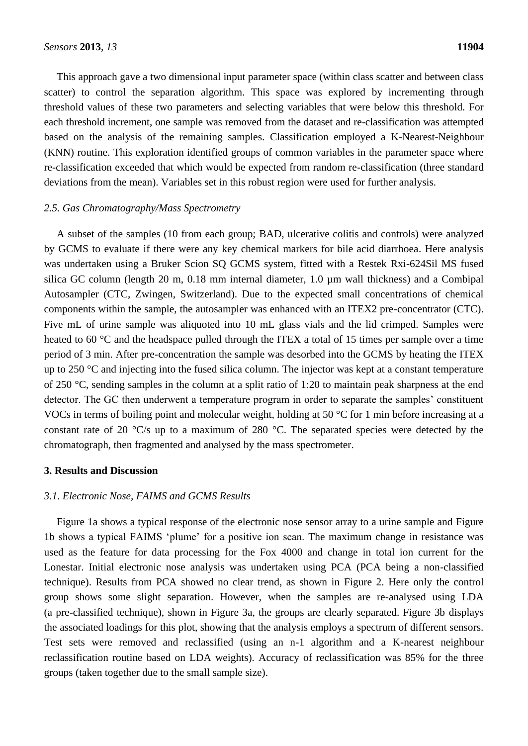This approach gave a two dimensional input parameter space (within class scatter and between class scatter) to control the separation algorithm. This space was explored by incrementing through threshold values of these two parameters and selecting variables that were below this threshold. For each threshold increment, one sample was removed from the dataset and re-classification was attempted based on the analysis of the remaining samples. Classification employed a K-Nearest-Neighbour (KNN) routine. This exploration identified groups of common variables in the parameter space where re-classification exceeded that which would be expected from random re-classification (three standard deviations from the mean). Variables set in this robust region were used for further analysis.

### *2.5. Gas Chromatography/Mass Spectrometry*

A subset of the samples (10 from each group; BAD, ulcerative colitis and controls) were analyzed by GCMS to evaluate if there were any key chemical markers for bile acid diarrhoea. Here analysis was undertaken using a Bruker Scion SQ GCMS system, fitted with a Restek Rxi-624Sil MS fused silica GC column (length 20 m, 0.18 mm internal diameter, 1.0 µm wall thickness) and a Combipal Autosampler (CTC, Zwingen, Switzerland). Due to the expected small concentrations of chemical components within the sample, the autosampler was enhanced with an ITEX2 pre-concentrator (CTC). Five mL of urine sample was aliquoted into 10 mL glass vials and the lid crimped. Samples were heated to 60 °C and the headspace pulled through the ITEX a total of 15 times per sample over a time period of 3 min. After pre-concentration the sample was desorbed into the GCMS by heating the ITEX up to 250 °C and injecting into the fused silica column. The injector was kept at a constant temperature of 250 °C, sending samples in the column at a split ratio of 1:20 to maintain peak sharpness at the end detector. The GC then underwent a temperature program in order to separate the samples' constituent VOCs in terms of boiling point and molecular weight, holding at 50 °C for 1 min before increasing at a constant rate of 20 °C/s up to a maximum of 280 °C. The separated species were detected by the chromatograph, then fragmented and analysed by the mass spectrometer.

## 3. Results and Discussion

### *3.1. Electronic Nose, FAIMS and GCMS Results*

Figure 1a shows a typical response of the electronic nose sensor array to a urine sample and Figure 1b shows a typical FAIMS 'plume' for a positive ion scan. The maximum change in resistance was used as the feature for data processing for the Fox 4000 and change in total ion current for the Lonestar. Initial electronic nose analysis was undertaken using PCA (PCA being a non-classified technique). Results from PCA showed no clear trend, as shown in Figure 2. Here only the control group shows some slight separation. However, when the samples are re-analysed using LDA (a pre-classified technique), shown in Figure 3a, the groups are clearly separated. Figure 3b displays the associated loadings for this plot, showing that the analysis employs a spectrum of different sensors. Test sets were removed and reclassified (using an n-1 algorithm and a K-nearest neighbour reclassification routine based on LDA weights). Accuracy of reclassification was 85% for the three groups (taken together due to the small sample size).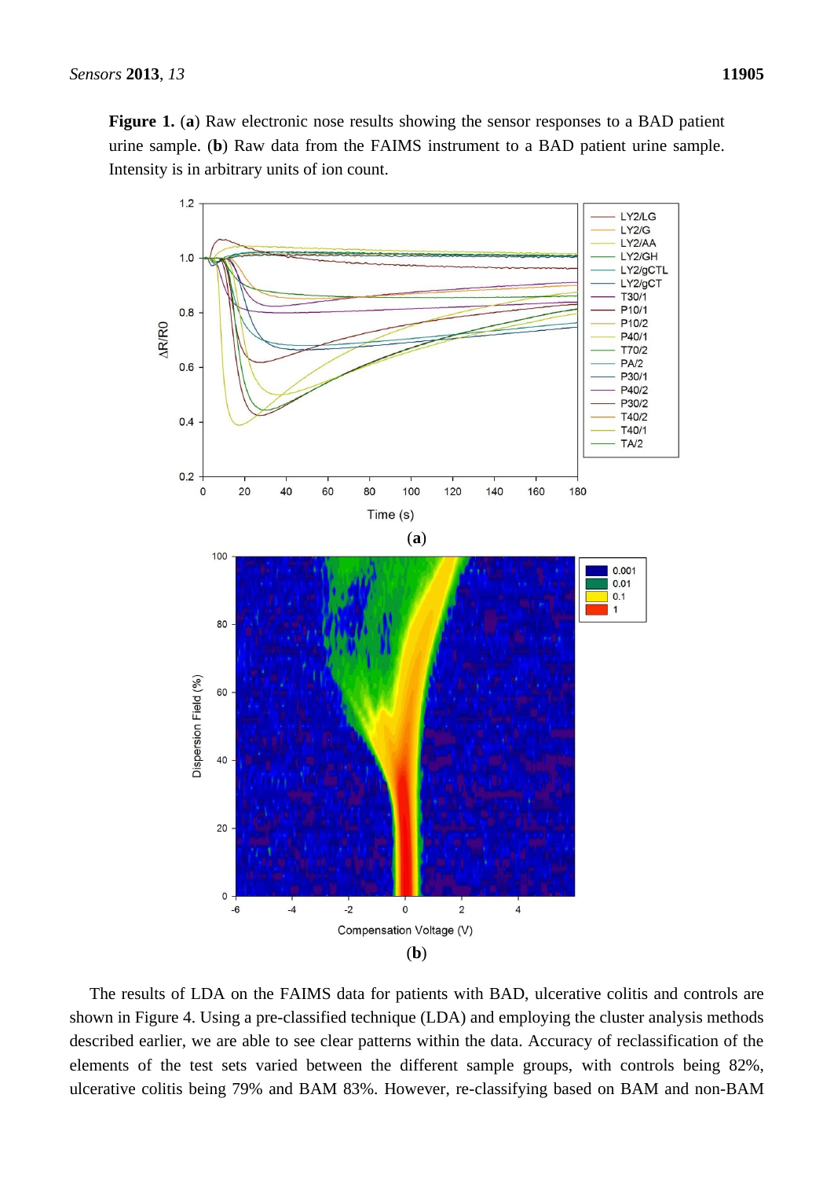**Figure 1.** (**a**) Raw electronic nose results showing the sensor responses to a BAD patient urine sample. (**b**) Raw data from the FAIMS instrument to a BAD patient urine sample. Intensity is in arbitrary units of ion count.

(**a**)

(**b**)

The results of LDA on the FAIMS data for patients with BAD, ulcerative colitis and controls are shown in Figure 4. Using a pre-classified technique (LDA) and employing the cluster analysis methods described earlier, we are able to see clear patterns within the data. Accuracy of reclassification of the elements of the test sets varied between the different sample groups, with controls being 82%, ulcerative colitis being 79% and BAM 83%. However, re-classifying based on BAM and non-BAM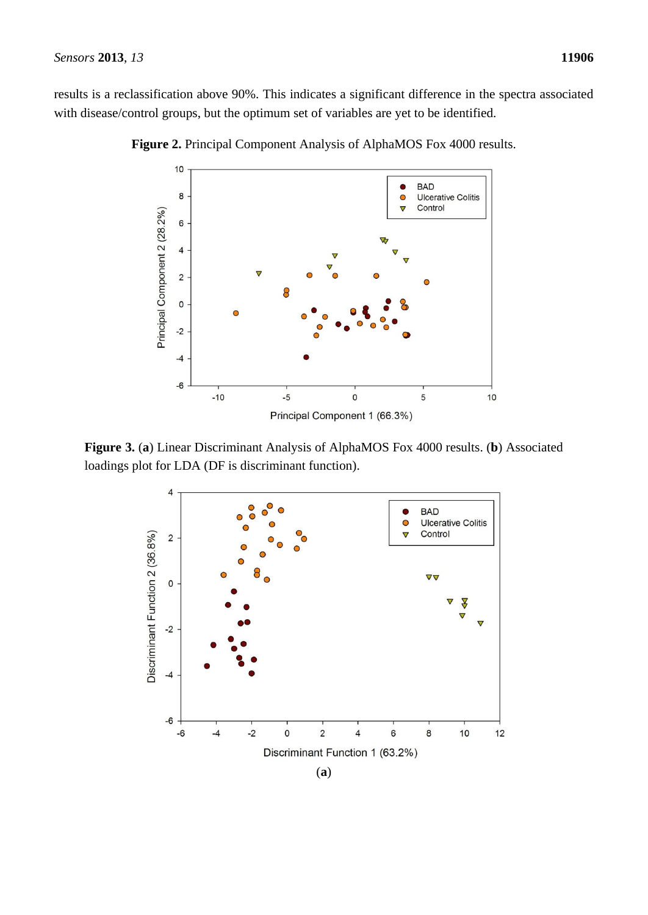results is a reclassification above 90%. This indicates a significant difference in the spectra associated with disease/control groups, but the optimum set of variables are yet to be identified.

**Figure 2.** Principal Component Analysis of AlphaMOS Fox 4000 results.

**Figure 3.** (**a**) Linear Discriminant Analysis of AlphaMOS Fox 4000 results. (**b**) Associated loadings plot for LDA (DF is discriminant function).

(**a**)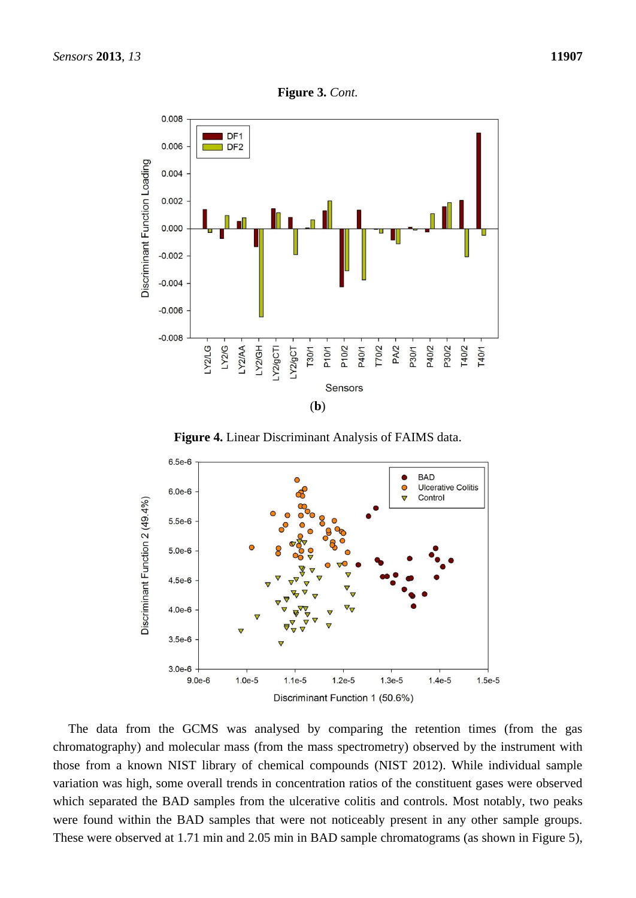**Figure 3.** *Cont.*

(**b**)

**Figure 4.** Linear Discriminant Analysis of FAIMS data.

The data from the GCMS was analysed by comparing the retention times (from the gas chromatography) and molecular mass (from the mass spectrometry) observed by the instrument with those from a known NIST library of chemical compounds (NIST 2012). While individual sample variation was high, some overall trends in concentration ratios of the constituent gases were observed which separated the BAD samples from the ulcerative colitis and controls. Most notably, two peaks were found within the BAD samples that were not noticeably present in any other sample groups. These were observed at 1.71 min and 2.05 min in BAD sample chromatograms (as shown in Figure 5),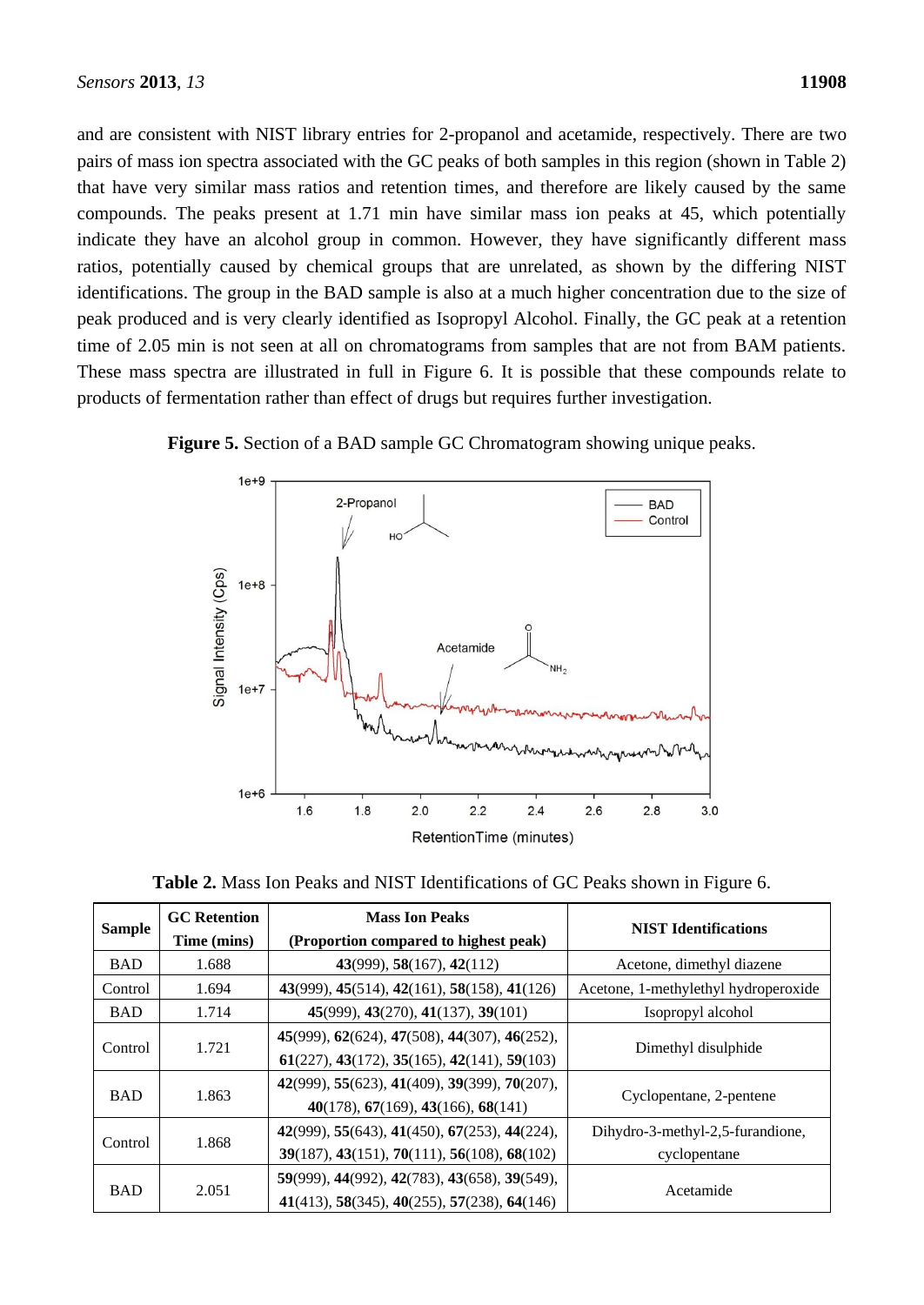and are consistent with NIST library entries for 2-propanol and acetamide, respectively. There are two pairs of mass ion spectra associated with the GC peaks of both samples in this region (shown in Table 2) that have very similar mass ratios and retention times, and therefore are likely caused by the same compounds. The peaks present at 1.71 min have similar mass ion peaks at 45, which potentially indicate they have an alcohol group in common. However, they have significantly different mass ratios, potentially caused by chemical groups that are unrelated, as shown by the differing NIST identifications. The group in the BAD sample is also at a much higher concentration due to the size of peak produced and is very clearly identified as Isopropyl Alcohol. Finally, the GC peak at a retention time of 2.05 min is not seen at all on chromatograms from samples that are not from BAM patients. These mass spectra are illustrated in full in Figure 6. It is possible that these compounds relate to products of fermentation rather than effect of drugs but requires further investigation.

**Figure 5.** Section of a BAD sample GC Chromatogram showing unique peaks.

**Table 2.** Mass Ion Peaks and NIST Identifications of GC Peaks shown in Figure 6.

| Sample | GC Retention Time (mins) | Mass Ion Peaks (Proportion compared to highest peak) | NIST Identifications |
|---|---|---|---|
| BAD | 1.688 | **43**(999), **58**(167), **42**(112) | Acetone, dimethyl diazene |
| Control | 1.694 | **43**(999), **45**(514), **42**(161), **58**(158), **41**(126) | Acetone, 1-methylethyl hydroperoxide |
| BAD | 1.714 | **45**(999), **43**(270), **41**(137), **39**(101) | Isopropyl alcohol |
| Control | 1.721 | **45**(999), **62**(624), **47**(508), **44**(307), **46**(252), **61**(227), **43**(172), **35**(165), **42**(141), **59**(103) | Dimethyl disulphide |
| BAD | 1.863 | **42**(999), **55**(623), **41**(409), **39**(399), **70**(207), **40**(178), **67**(169), **43**(166), **68**(141) | Cyclopentane, 2-pentene |
| Control | 1.868 | **42**(999), **55**(643), **41**(450), **67**(253), **44**(224), **39**(187), **43**(151), **70**(111), **56**(108), **68**(102) | Dihydro-3-methyl-2,5-furandione, cyclopentane |
| BAD | 2.051 | **59**(999), **44**(992), **42**(783), **43**(658), **39**(549), **41**(413), **58**(345), **40**(255), **57**(238), **64**(146) | Acetamide |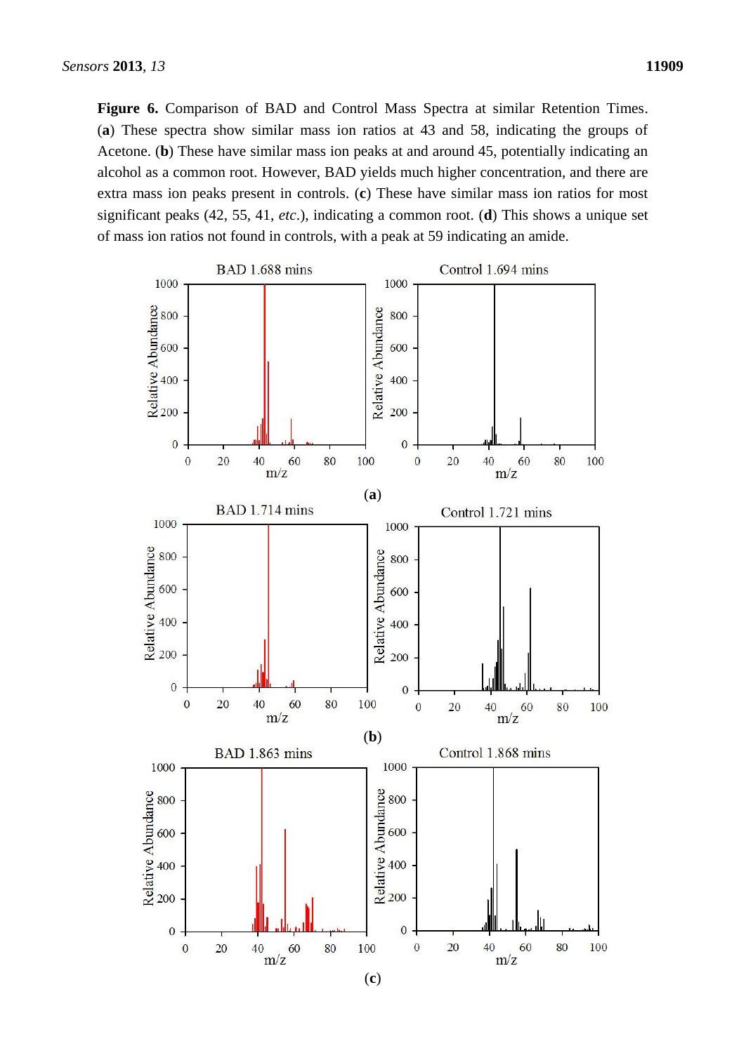**Figure 6.** Comparison of BAD and Control Mass Spectra at similar Retention Times. (**a**) These spectra show similar mass ion ratios at 43 and 58, indicating the groups of Acetone. (**b**) These have similar mass ion peaks at and around 45, potentially indicating an alcohol as a common root. However, BAD yields much higher concentration, and there are extra mass ion peaks present in controls. (**c**) These have similar mass ion ratios for most significant peaks (42, 55, 41, *etc*.), indicating a common root. (**d**) This shows a unique set of mass ion ratios not found in controls, with a peak at 59 indicating an amide.

(**a**)

(**b**)

(**c**)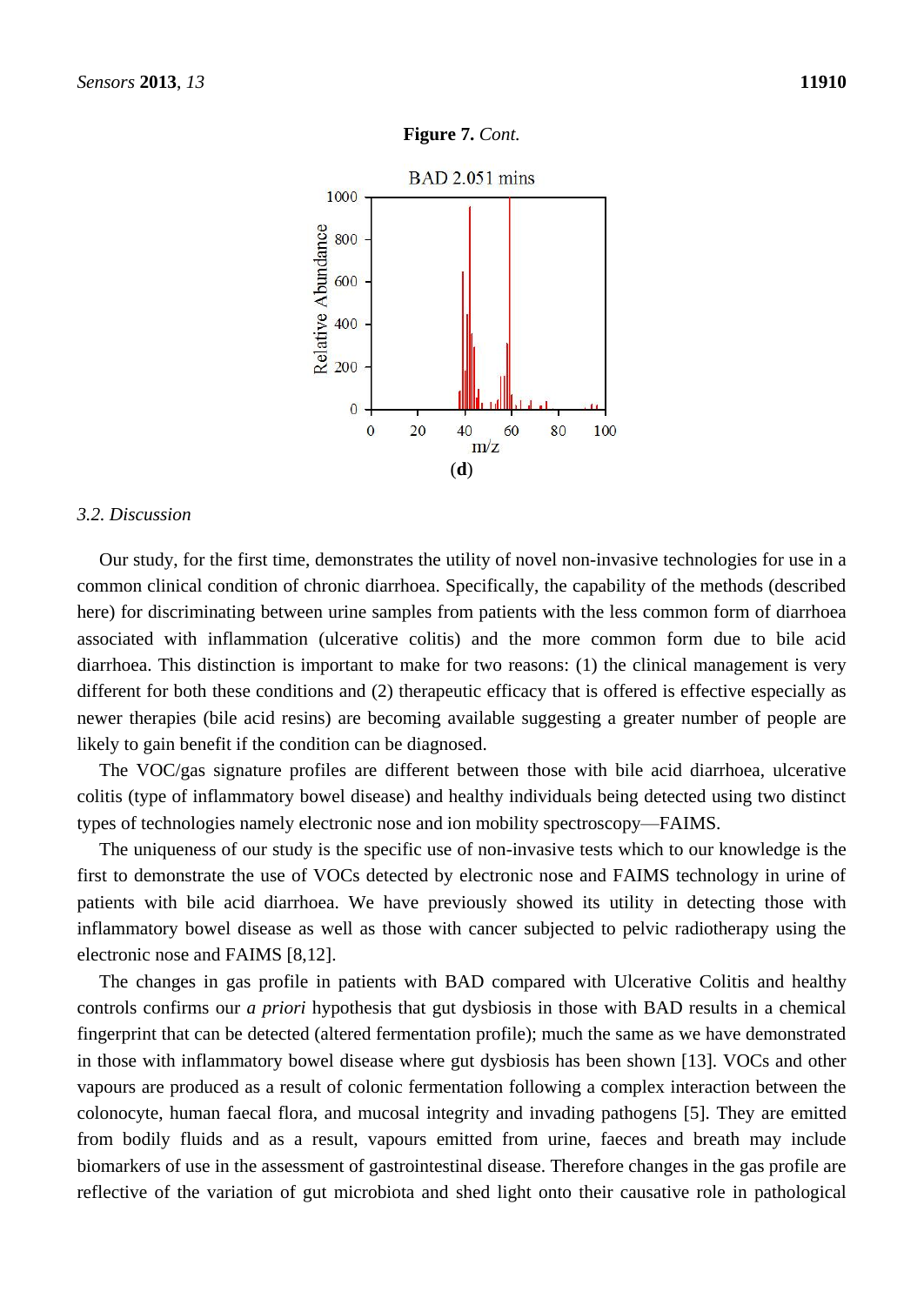**Figure 7.** *Cont.*

BAD 2.051 mins

Relative Abundance

1000
800
600
400
200
0

0 20 40 60 80 100

m/z

(**d**)

*3.2. Discussion*

Our study, for the first time, demonstrates the utility of novel non-invasive technologies for use in a common clinical condition of chronic diarrhoea. Specifically, the capability of the methods (described here) for discriminating between urine samples from patients with the less common form of diarrhoea associated with inflammation (ulcerative colitis) and the more common form due to bile acid diarrhoea. This distinction is important to make for two reasons: (1) the clinical management is very different for both these conditions and (2) therapeutic efficacy that is offered is effective especially as newer therapies (bile acid resins) are becoming available suggesting a greater number of people are likely to gain benefit if the condition can be diagnosed.

The VOC/gas signature profiles are different between those with bile acid diarrhoea, ulcerative colitis (type of inflammatory bowel disease) and healthy individuals being detected using two distinct types of technologies namely electronic nose and ion mobility spectroscopy—FAIMS.

The uniqueness of our study is the specific use of non-invasive tests which to our knowledge is the first to demonstrate the use of VOCs detected by electronic nose and FAIMS technology in urine of patients with bile acid diarrhoea. We have previously showed its utility in detecting those with inflammatory bowel disease as well as those with cancer subjected to pelvic radiotherapy using the electronic nose and FAIMS [8,12].

The changes in gas profile in patients with BAD compared with Ulcerative Colitis and healthy controls confirms our *a priori* hypothesis that gut dysbiosis in those with BAD results in a chemical fingerprint that can be detected (altered fermentation profile); much the same as we have demonstrated in those with inflammatory bowel disease where gut dysbiosis has been shown [13]. VOCs and other vapours are produced as a result of colonic fermentation following a complex interaction between the colonocyte, human faecal flora, and mucosal integrity and invading pathogens [5]. They are emitted from bodily fluids and as a result, vapours emitted from urine, faeces and breath may include biomarkers of use in the assessment of gastrointestinal disease. Therefore changes in the gas profile are reflective of the variation of gut microbiota and shed light onto their causative role in pathological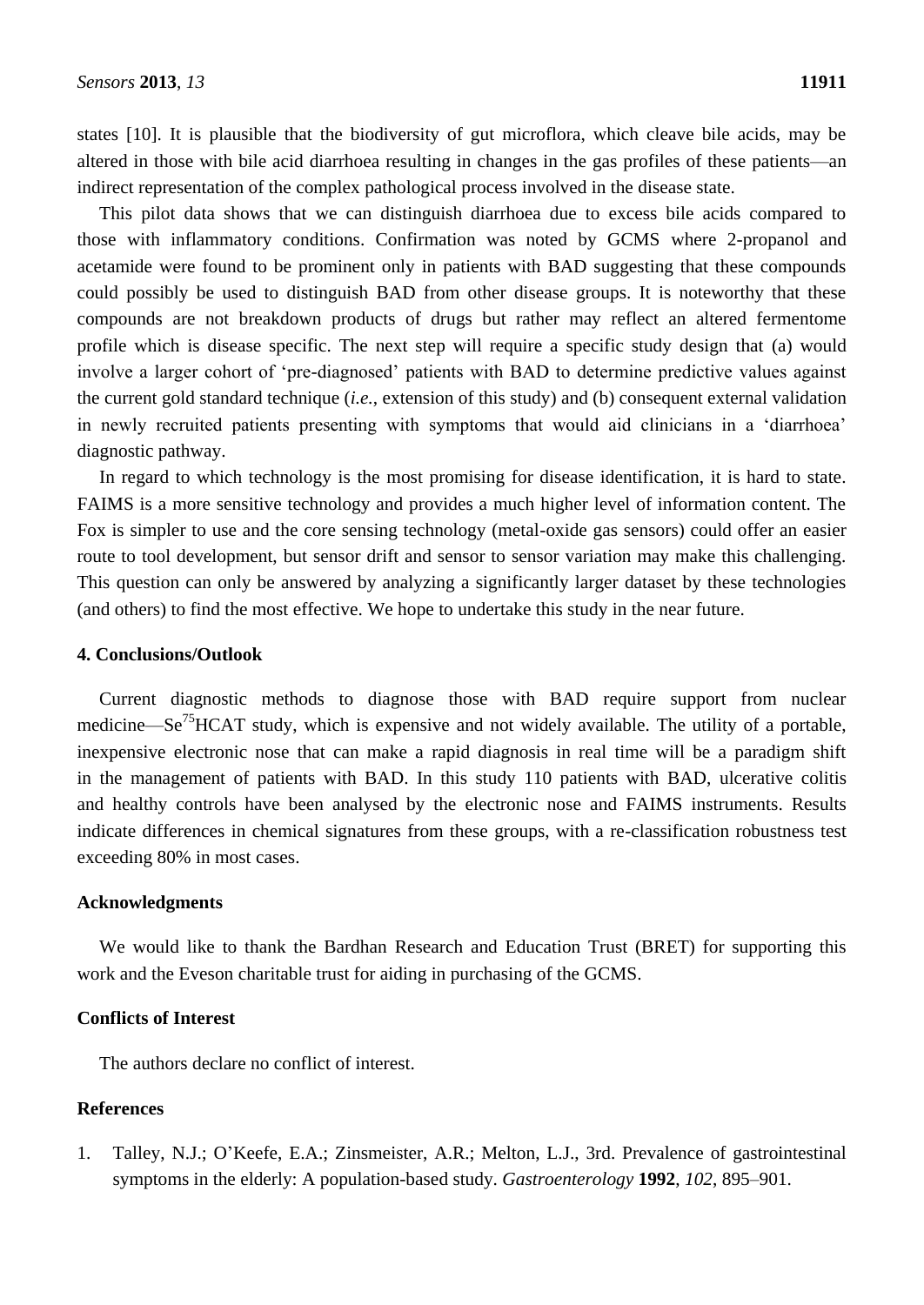states [10]. It is plausible that the biodiversity of gut microflora, which cleave bile acids, may be altered in those with bile acid diarrhoea resulting in changes in the gas profiles of these patients—an indirect representation of the complex pathological process involved in the disease state.

This pilot data shows that we can distinguish diarrhoea due to excess bile acids compared to those with inflammatory conditions. Confirmation was noted by GCMS where 2-propanol and acetamide were found to be prominent only in patients with BAD suggesting that these compounds could possibly be used to distinguish BAD from other disease groups. It is noteworthy that these compounds are not breakdown products of drugs but rather may reflect an altered fermentome profile which is disease specific. The next step will require a specific study design that (a) would involve a larger cohort of 'pre-diagnosed' patients with BAD to determine predictive values against the current gold standard technique (*i.e.*, extension of this study) and (b) consequent external validation in newly recruited patients presenting with symptoms that would aid clinicians in a 'diarrhoea' diagnostic pathway.

In regard to which technology is the most promising for disease identification, it is hard to state. FAIMS is a more sensitive technology and provides a much higher level of information content. The Fox is simpler to use and the core sensing technology (metal-oxide gas sensors) could offer an easier route to tool development, but sensor drift and sensor to sensor variation may make this challenging. This question can only be answered by analyzing a significantly larger dataset by these technologies (and others) to find the most effective. We hope to undertake this study in the near future.

## 4. Conclusions/Outlook

Current diagnostic methods to diagnose those with BAD require support from nuclear medicine—$Se^{75}$HCAT study, which is expensive and not widely available. The utility of a portable, inexpensive electronic nose that can make a rapid diagnosis in real time will be a paradigm shift in the management of patients with BAD. In this study 110 patients with BAD, ulcerative colitis and healthy controls have been analysed by the electronic nose and FAIMS instruments. Results indicate differences in chemical signatures from these groups, with a re-classification robustness test exceeding 80% in most cases.

## Acknowledgments

We would like to thank the Bardhan Research and Education Trust (BRET) for supporting this work and the Eveson charitable trust for aiding in purchasing of the GCMS.

## Conflicts of Interest

The authors declare no conflict of interest.

## References

1. Talley, N.J.; O'Keefe, E.A.; Zinsmeister, A.R.; Melton, L.J., 3rd. Prevalence of gastrointestinal symptoms in the elderly: A population-based study. *Gastroenterology* **1992**, *102*, 895–901.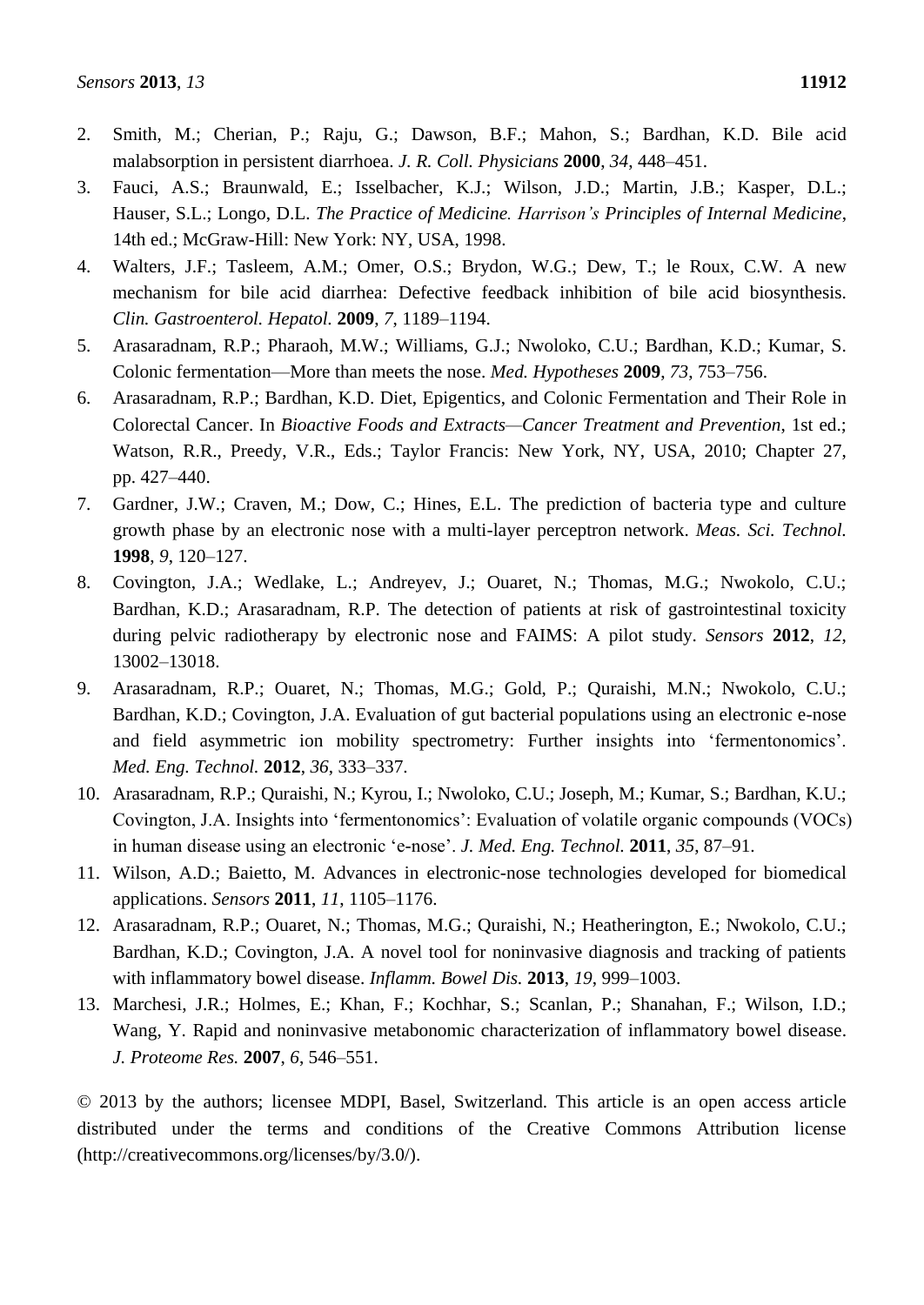2. Smith, M.; Cherian, P.; Raju, G.; Dawson, B.F.; Mahon, S.; Bardhan, K.D. Bile acid malabsorption in persistent diarrhoea. *J. R. Coll. Physicians* **2000**, *34*, 448–451.
3. Fauci, A.S.; Braunwald, E.; Isselbacher, K.J.; Wilson, J.D.; Martin, J.B.; Kasper, D.L.; Hauser, S.L.; Longo, D.L. *The Practice of Medicine. Harrison's Principles of Internal Medicine*, 14th ed.; McGraw-Hill: New York: NY, USA, 1998.
4. Walters, J.F.; Tasleem, A.M.; Omer, O.S.; Brydon, W.G.; Dew, T.; le Roux, C.W. A new mechanism for bile acid diarrhea: Defective feedback inhibition of bile acid biosynthesis. *Clin. Gastroenterol. Hepatol.* **2009**, *7*, 1189–1194.
5. Arasaradnam, R.P.; Pharaoh, M.W.; Williams, G.J.; Nwoloko, C.U.; Bardhan, K.D.; Kumar, S. Colonic fermentation—More than meets the nose. *Med. Hypotheses* **2009**, *73*, 753–756.
6. Arasaradnam, R.P.; Bardhan, K.D. Diet, Epigentics, and Colonic Fermentation and Their Role in Colorectal Cancer. In *Bioactive Foods and Extracts—Cancer Treatment and Prevention*, 1st ed.; Watson, R.R., Preedy, V.R., Eds.; Taylor Francis: New York, NY, USA, 2010; Chapter 27, pp. 427–440.
7. Gardner, J.W.; Craven, M.; Dow, C.; Hines, E.L. The prediction of bacteria type and culture growth phase by an electronic nose with a multi-layer perceptron network. *Meas. Sci. Technol.* **1998**, *9*, 120–127.
8. Covington, J.A.; Wedlake, L.; Andreyev, J.; Ouaret, N.; Thomas, M.G.; Nwokolo, C.U.; Bardhan, K.D.; Arasaradnam, R.P. The detection of patients at risk of gastrointestinal toxicity during pelvic radiotherapy by electronic nose and FAIMS: A pilot study. *Sensors* **2012**, *12*, 13002–13018.
9. Arasaradnam, R.P.; Ouaret, N.; Thomas, M.G.; Gold, P.; Quraishi, M.N.; Nwokolo, C.U.; Bardhan, K.D.; Covington, J.A. Evaluation of gut bacterial populations using an electronic e-nose and field asymmetric ion mobility spectrometry: Further insights into 'fermentonomics'. *Med. Eng. Technol.* **2012**, *36*, 333–337.
10. Arasaradnam, R.P.; Quraishi, N.; Kyrou, I.; Nwoloko, C.U.; Joseph, M.; Kumar, S.; Bardhan, K.U.; Covington, J.A. Insights into 'fermentonomics': Evaluation of volatile organic compounds (VOCs) in human disease using an electronic 'e-nose'. *J. Med. Eng. Technol.* **2011**, *35*, 87–91.
11. Wilson, A.D.; Baietto, M. Advances in electronic-nose technologies developed for biomedical applications. *Sensors* **2011**, *11*, 1105–1176.
12. Arasaradnam, R.P.; Ouaret, N.; Thomas, M.G.; Quraishi, N.; Heatherington, E.; Nwokolo, C.U.; Bardhan, K.D.; Covington, J.A. A novel tool for noninvasive diagnosis and tracking of patients with inflammatory bowel disease. *Inflamm. Bowel Dis.* **2013**, *19*, 999–1003.
13. Marchesi, J.R.; Holmes, E.; Khan, F.; Kochhar, S.; Scanlan, P.; Shanahan, F.; Wilson, I.D.; Wang, Y. Rapid and noninvasive metabonomic characterization of inflammatory bowel disease. *J. Proteome Res.* **2007**, *6*, 546–551.

© 2013 by the authors; licensee MDPI, Basel, Switzerland. This article is an open access article distributed under the terms and conditions of the Creative Commons Attribution license (http://creativecommons.org/licenses/by/3.0/).